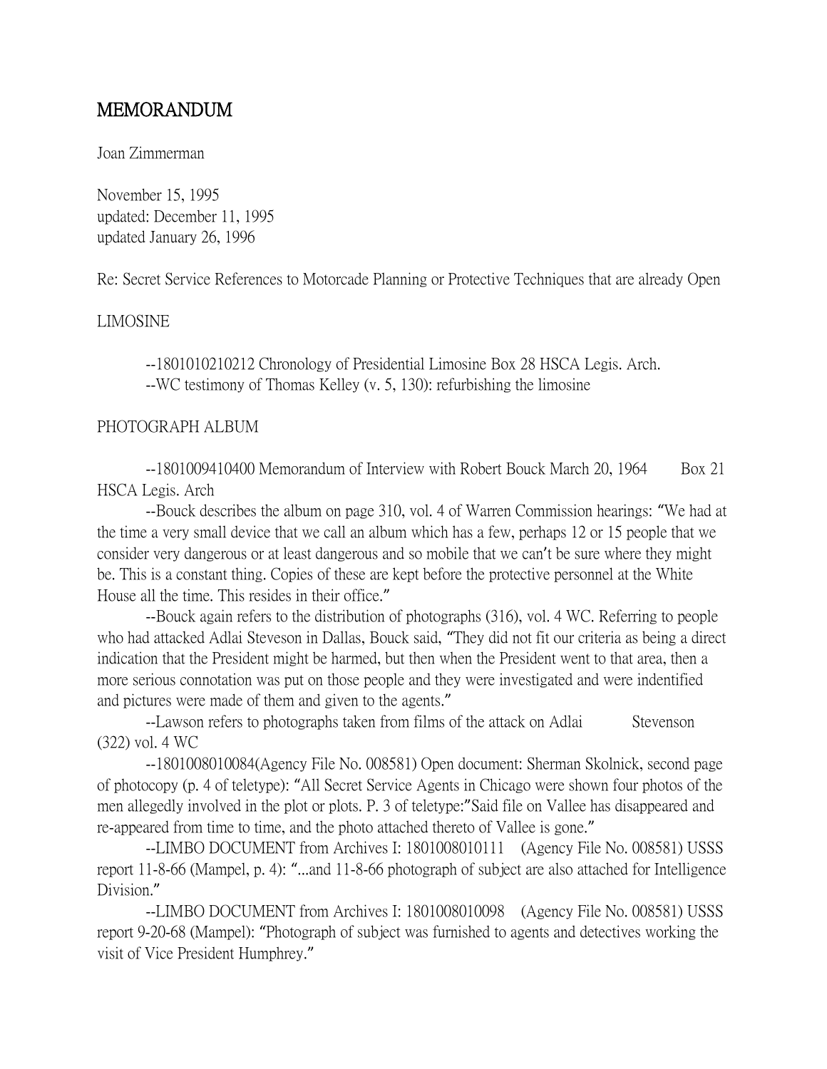# MEMORANDUM

Joan Zimmerman

November 15, 1995
updated: December 11, 1995
updated January 26, 1996

Re: Secret Service References to Motorcade Planning or Protective Techniques that are already Open

LIMOSINE

--1801010210212 Chronology of Presidential Limosine Box 28 HSCA Legis. Arch.
--WC testimony of Thomas Kelley (v. 5, 130): refurbishing the limosine

PHOTOGRAPH ALBUM

--1801009410400 Memorandum of Interview with Robert Bouck March 20, 1964 Box 21 HSCA Legis. Arch

--Bouck describes the album on page 310, vol. 4 of Warren Commission hearings: "We had at the time a very small device that we call an album which has a few, perhaps 12 or 15 people that we consider very dangerous or at least dangerous and so mobile that we can't be sure where they might be. This is a constant thing. Copies of these are kept before the protective personnel at the White House all the time. This resides in their office."

--Bouck again refers to the distribution of photographs (316), vol. 4 WC. Referring to people who had attacked Adlai Steveson in Dallas, Bouck said, "They did not fit our criteria as being a direct indication that the President might be harmed, but then when the President went to that area, then a more serious connotation was put on those people and they were investigated and were indentified and pictures were made of them and given to the agents."

--Lawson refers to photographs taken from films of the attack on Adlai Stevenson (322) vol. 4 WC

--1801008010084(Agency File No. 008581) Open document: Sherman Skolnick, second page of photocopy (p. 4 of teletype): "All Secret Service Agents in Chicago were shown four photos of the men allegedly involved in the plot or plots. P. 3 of teletype:"Said file on Vallee has disappeared and re-appeared from time to time, and the photo attached thereto of Vallee is gone."

--LIMBO DOCUMENT from Archives I: 1801008010111 (Agency File No. 008581) USSS report 11-8-66 (Mampel, p. 4): "...and 11-8-66 photograph of subject are also attached for Intelligence Division."

--LIMBO DOCUMENT from Archives I: 1801008010098 (Agency File No. 008581) USSS report 9-20-68 (Mampel): "Photograph of subject was furnished to agents and detectives working the visit of Vice President Humphrey."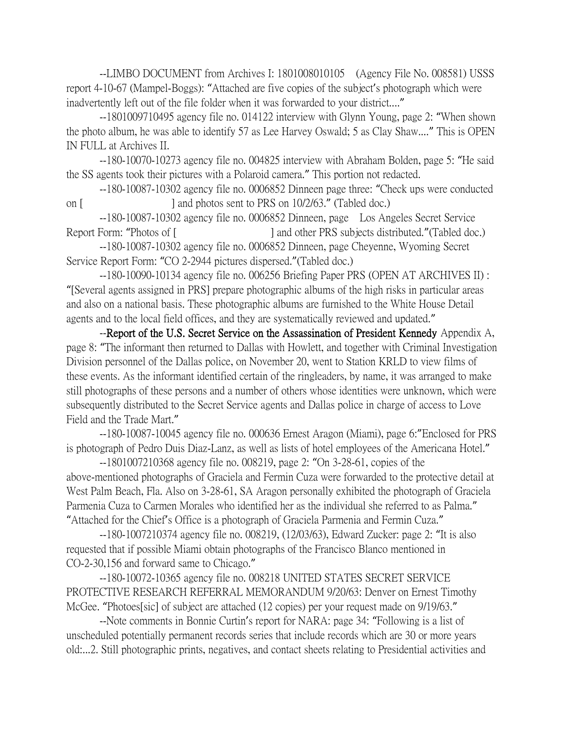--LIMBO DOCUMENT from Archives I: 1801008010105 (Agency File No. 008581) USSS report 4-10-67 (Mampel-Boggs): “Attached are five copies of the subject's photograph which were inadvertently left out of the file folder when it was forwarded to your district....”

--1801009710495 agency file no. 014122 interview with Glynn Young, page 2: “When shown the photo album, he was able to identify 57 as Lee Harvey Oswald; 5 as Clay Shaw....” This is OPEN IN FULL at Archives II.

--180-10070-10273 agency file no. 004825 interview with Abraham Bolden, page 5: “He said the SS agents took their pictures with a Polaroid camera.” This portion not redacted.

--180-10087-10302 agency file no. 0006852 Dinneen page three: “Check ups were conducted on [ ] and photos sent to PRS on 10/2/63.” (Tabled doc.)

--180-10087-10302 agency file no. 0006852 Dinneen, page Los Angeles Secret Service Report Form: “Photos of [ ] and other PRS subjects distributed.”(Tabled doc.)

--180-10087-10302 agency file no. 0006852 Dinneen, page Cheyenne, Wyoming Secret Service Report Form: “CO 2-2944 pictures dispersed.”(Tabled doc.)

--180-10090-10134 agency file no. 006256 Briefing Paper PRS (OPEN AT ARCHIVES II) : “[Several agents assigned in PRS] prepare photographic albums of the high risks in particular areas and also on a national basis. These photographic albums are furnished to the White House Detail agents and to the local field offices, and they are systematically reviewed and updated.”

--**Report of the U.S. Secret Service on the Assassination of President Kennedy** Appendix A, page 8: “The informant then returned to Dallas with Howlett, and together with Criminal Investigation Division personnel of the Dallas police, on November 20, went to Station KRLD to view films of these events. As the informant identified certain of the ringleaders, by name, it was arranged to make still photographs of these persons and a number of others whose identities were unknown, which were subsequently distributed to the Secret Service agents and Dallas police in charge of access to Love Field and the Trade Mart.”

--180-10087-10045 agency file no. 000636 Ernest Aragon (Miami), page 6:”Enclosed for PRS is photograph of Pedro Duis Diaz-Lanz, as well as lists of hotel employees of the Americana Hotel.”

--1801007210368 agency file no. 008219, page 2: “On 3-28-61, copies of the above-mentioned photographs of Graciela and Fermin Cuza were forwarded to the protective detail at West Palm Beach, Fla. Also on 3-28-61, SA Aragon personally exhibited the photograph of Graciela Parmenia Cuza to Carmen Morales who identified her as the individual she referred to as Palma.” “Attached for the Chief's Office is a photograph of Graciela Parmenia and Fermin Cuza.”

--180-1007210374 agency file no. 008219, (12/03/63), Edward Zucker: page 2: “It is also requested that if possible Miami obtain photographs of the Francisco Blanco mentioned in CO-2-30,156 and forward same to Chicago.”

--180-10072-10365 agency file no. 008218 UNITED STATES SECRET SERVICE PROTECTIVE RESEARCH REFERRAL MEMORANDUM 9/20/63: Denver on Ernest Timothy McGee. “Photoes[sic] of subject are attached (12 copies) per your request made on 9/19/63.”

--Note comments in Bonnie Curtin's report for NARA: page 34: “Following is a list of unscheduled potentially permanent records series that include records which are 30 or more years old:...2. Still photographic prints, negatives, and contact sheets relating to Presidential activities and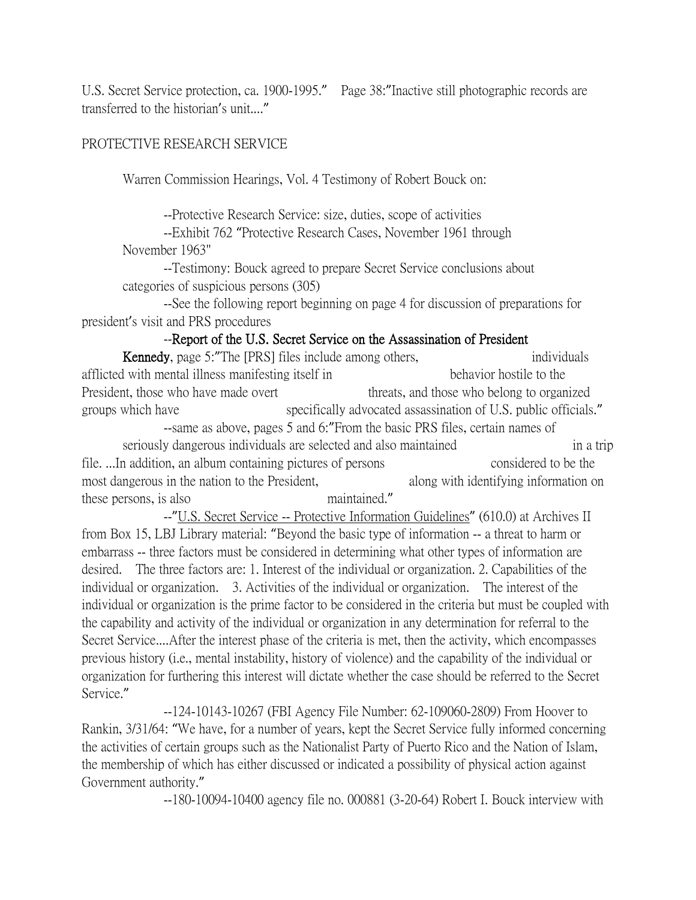U.S. Secret Service protection, ca. 1900-1995." Page 38:"Inactive still photographic records are transferred to the historian's unit...."

PROTECTIVE RESEARCH SERVICE

Warren Commission Hearings, Vol. 4 Testimony of Robert Bouck on:

--Protective Research Service: size, duties, scope of activities

--Exhibit 762 "Protective Research Cases, November 1961 through November 1963"

--Testimony: Bouck agreed to prepare Secret Service conclusions about categories of suspicious persons (305)

--See the following report beginning on page 4 for discussion of preparations for president's visit and PRS procedures

--**Report of the U.S. Secret Service on the Assassination of President Kennedy**, page 5:"The [PRS] files include among others, individuals afflicted with mental illness manifesting itself in behavior hostile to the President, those who have made overt threats, and those who belong to organized groups which have specifically advocated assassination of U.S. public officials."

--same as above, pages 5 and 6:"From the basic PRS files, certain names of seriously dangerous individuals are selected and also maintained in a trip file. ...In addition, an album containing pictures of persons considered to be the most dangerous in the nation to the President, along with identifying information on these persons, is also maintained."

--"U.S. Secret Service -- Protective Information Guidelines" (610.0) at Archives II from Box 15, LBJ Library material: "Beyond the basic type of information -- a threat to harm or embarrass -- three factors must be considered in determining what other types of information are desired. The three factors are: 1. Interest of the individual or organization. 2. Capabilities of the individual or organization. 3. Activities of the individual or organization. The interest of the individual or organization is the prime factor to be considered in the criteria but must be coupled with the capability and activity of the individual or organization in any determination for referral to the Secret Service....After the interest phase of the criteria is met, then the activity, which encompasses previous history (i.e., mental instability, history of violence) and the capability of the individual or organization for furthering this interest will dictate whether the case should be referred to the Secret Service."

--124-10143-10267 (FBI Agency File Number: 62-109060-2809) From Hoover to Rankin, 3/31/64: "We have, for a number of years, kept the Secret Service fully informed concerning the activities of certain groups such as the Nationalist Party of Puerto Rico and the Nation of Islam, the membership of which has either discussed or indicated a possibility of physical action against Government authority."

--180-10094-10400 agency file no. 000881 (3-20-64) Robert I. Bouck interview with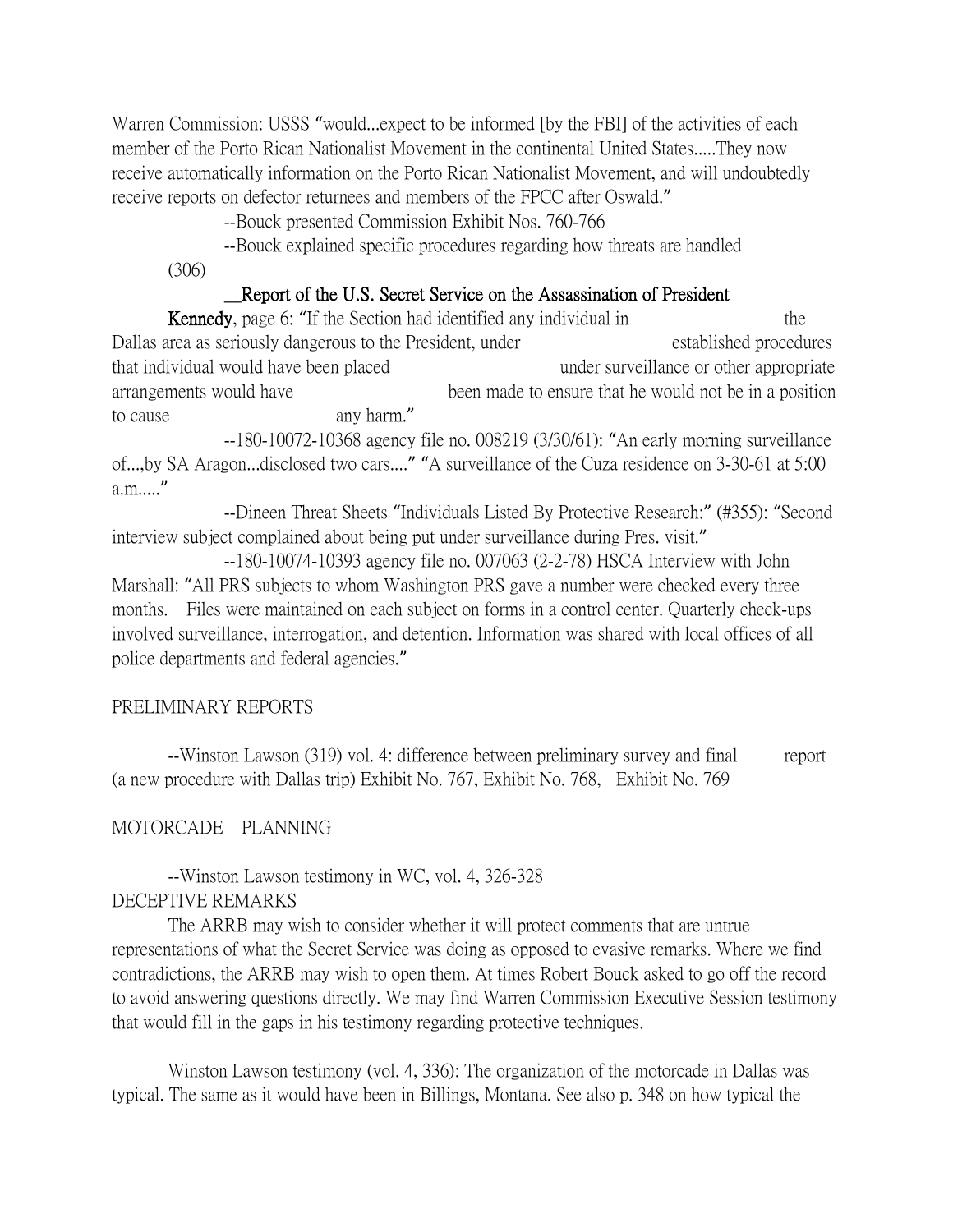Warren Commission: USSS "would...expect to be informed [by the FBI] of the activities of each member of the Porto Rican Nationalist Movement in the continental United States.....They now receive automatically information on the Porto Rican Nationalist Movement, and will undoubtedly receive reports on defector returnees and members of the FPCC after Oswald."

--Bouck presented Commission Exhibit Nos. 760-766

--Bouck explained specific procedures regarding how threats are handled (306)

__**Report of the U.S. Secret Service on the Assassination of President Kennedy**, page 6: "If the Section had identified any individual in the Dallas area as seriously dangerous to the President, under established procedures that individual would have been placed under surveillance or other appropriate arrangements would have been made to ensure that he would not be in a position to cause any harm."

--180-10072-10368 agency file no. 008219 (3/30/61): "An early morning surveillance of...,by SA Aragon...disclosed two cars...." "A surveillance of the Cuza residence on 3-30-61 at 5:00 a.m....."

--Dineen Threat Sheets "Individuals Listed By Protective Research:" (#355): "Second interview subject complained about being put under surveillance during Pres. visit."

--180-10074-10393 agency file no. 007063 (2-2-78) HSCA Interview with John Marshall: "All PRS subjects to whom Washington PRS gave a number were checked every three months. Files were maintained on each subject on forms in a control center. Quarterly check-ups involved surveillance, interrogation, and detention. Information was shared with local offices of all police departments and federal agencies."

PRELIMINARY REPORTS

--Winston Lawson (319) vol. 4: difference between preliminary survey and final report (a new procedure with Dallas trip) Exhibit No. 767, Exhibit No. 768, Exhibit No. 769

MOTORCADE PLANNING

--Winston Lawson testimony in WC, vol. 4, 326-328

DECEPTIVE REMARKS

The ARRB may wish to consider whether it will protect comments that are untrue representations of what the Secret Service was doing as opposed to evasive remarks. Where we find contradictions, the ARRB may wish to open them. At times Robert Bouck asked to go off the record to avoid answering questions directly. We may find Warren Commission Executive Session testimony that would fill in the gaps in his testimony regarding protective techniques.

Winston Lawson testimony (vol. 4, 336): The organization of the motorcade in Dallas was typical. The same as it would have been in Billings, Montana. See also p. 348 on how typical the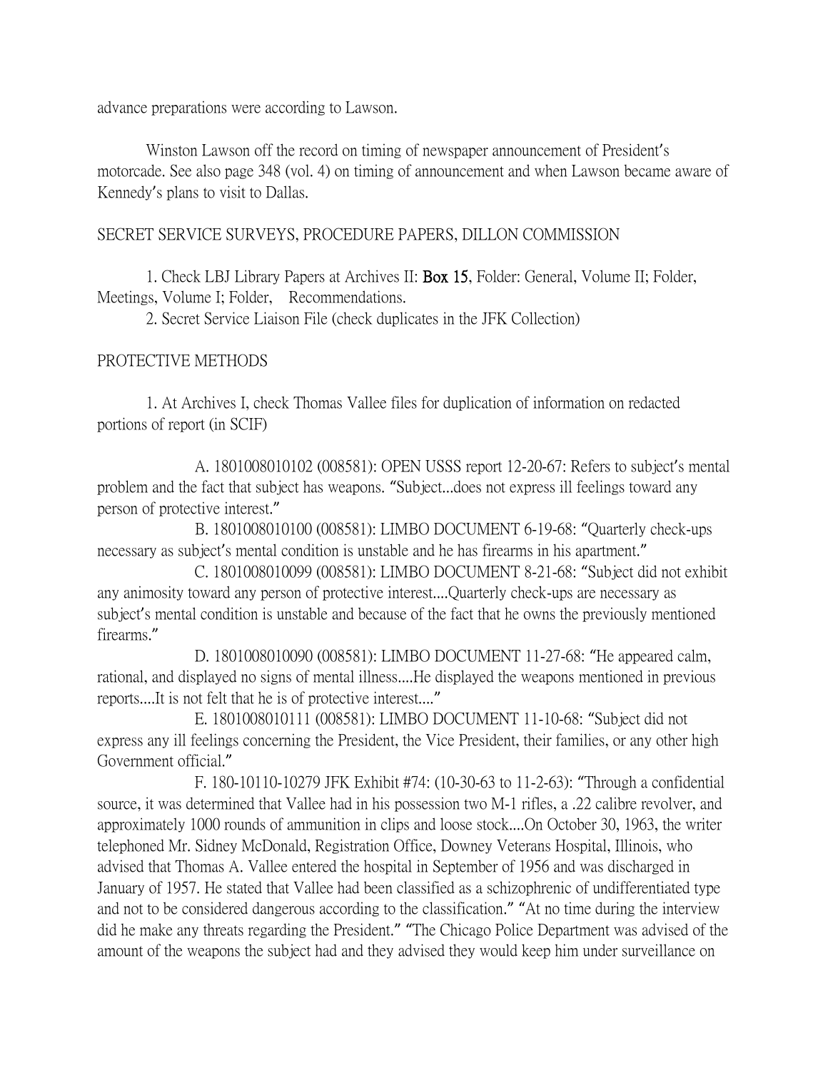advance preparations were according to Lawson.

Winston Lawson off the record on timing of newspaper announcement of President's motorcade. See also page 348 (vol. 4) on timing of announcement and when Lawson became aware of Kennedy's plans to visit to Dallas.

SECRET SERVICE SURVEYS, PROCEDURE PAPERS, DILLON COMMISSION

1. Check LBJ Library Papers at Archives II: Box 15, Folder: General, Volume II; Folder, Meetings, Volume I; Folder, Recommendations.
2. Secret Service Liaison File (check duplicates in the JFK Collection)

PROTECTIVE METHODS

1. At Archives I, check Thomas Vallee files for duplication of information on redacted portions of report (in SCIF)

A. 1801008010102 (008581): OPEN USSS report 12-20-67: Refers to subject's mental problem and the fact that subject has weapons. "Subject...does not express ill feelings toward any person of protective interest."

B. 1801008010100 (008581): LIMBO DOCUMENT 6-19-68: "Quarterly check-ups necessary as subject's mental condition is unstable and he has firearms in his apartment."

C. 1801008010099 (008581): LIMBO DOCUMENT 8-21-68: "Subject did not exhibit any animosity toward any person of protective interest....Quarterly check-ups are necessary as subject's mental condition is unstable and because of the fact that he owns the previously mentioned firearms."

D. 1801008010090 (008581): LIMBO DOCUMENT 11-27-68: "He appeared calm, rational, and displayed no signs of mental illness....He displayed the weapons mentioned in previous reports....It is not felt that he is of protective interest...."

E. 1801008010111 (008581): LIMBO DOCUMENT 11-10-68: "Subject did not express any ill feelings concerning the President, the Vice President, their families, or any other high Government official."

F. 180-10110-10279 JFK Exhibit #74: (10-30-63 to 11-2-63): "Through a confidential source, it was determined that Vallee had in his possession two M-1 rifles, a .22 calibre revolver, and approximately 1000 rounds of ammunition in clips and loose stock....On October 30, 1963, the writer telephoned Mr. Sidney McDonald, Registration Office, Downey Veterans Hospital, Illinois, who advised that Thomas A. Vallee entered the hospital in September of 1956 and was discharged in January of 1957. He stated that Vallee had been classified as a schizophrenic of undifferentiated type and not to be considered dangerous according to the classification." "At no time during the interview did he make any threats regarding the President." "The Chicago Police Department was advised of the amount of the weapons the subject had and they advised they would keep him under surveillance on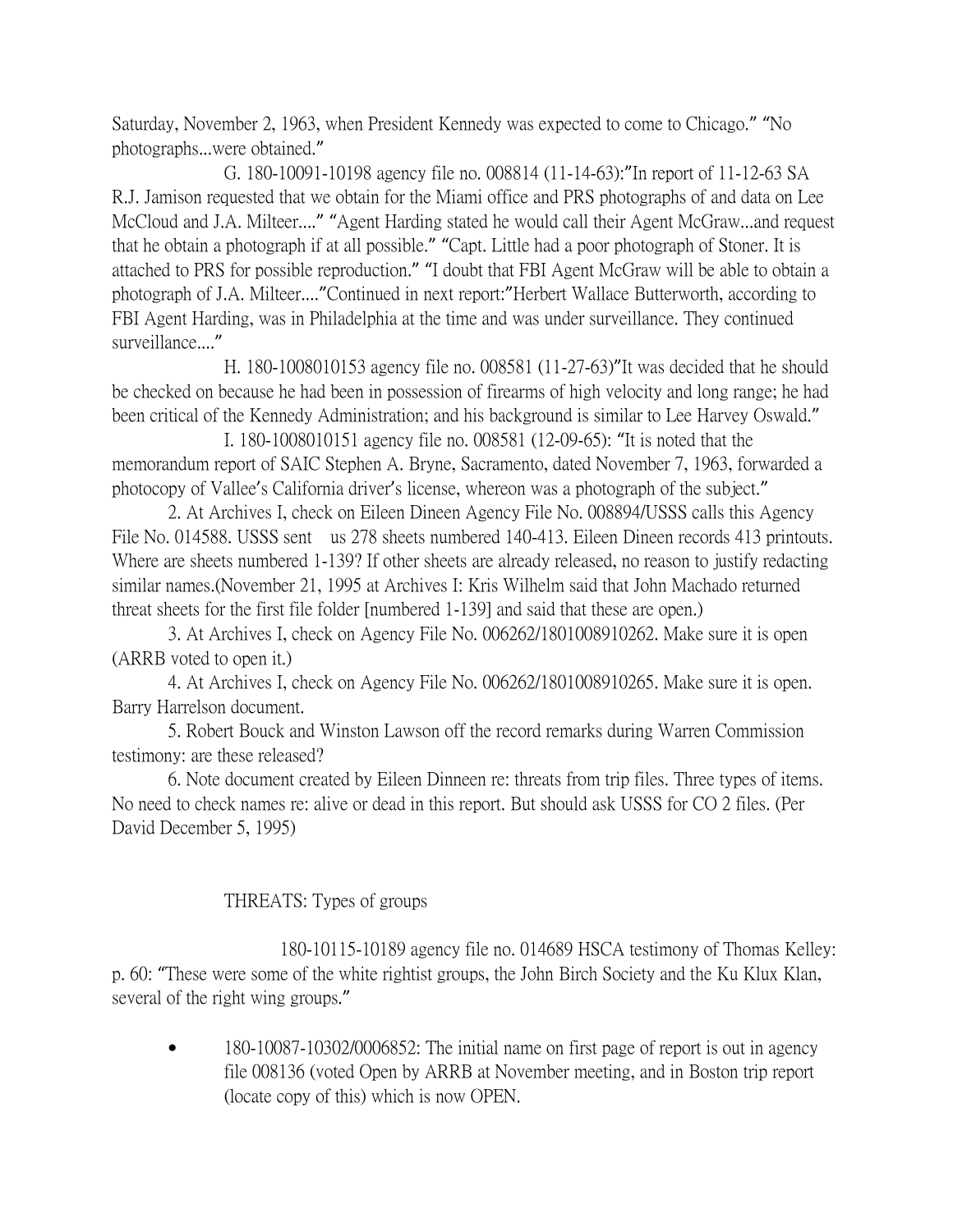Saturday, November 2, 1963, when President Kennedy was expected to come to Chicago." "No photographs...were obtained."

G. 180-10091-10198 agency file no. 008814 (11-14-63):"In report of 11-12-63 SA R.J. Jamison requested that we obtain for the Miami office and PRS photographs of and data on Lee McCloud and J.A. Milteer...." "Agent Harding stated he would call their Agent McGraw...and request that he obtain a photograph if at all possible." "Capt. Little had a poor photograph of Stoner. It is attached to PRS for possible reproduction." "I doubt that FBI Agent McGraw will be able to obtain a photograph of J.A. Milteer...."Continued in next report:"Herbert Wallace Butterworth, according to FBI Agent Harding, was in Philadelphia at the time and was under surveillance. They continued surveillance...."

H. 180-1008010153 agency file no. 008581 (11-27-63)"It was decided that he should be checked on because he had been in possession of firearms of high velocity and long range; he had been critical of the Kennedy Administration; and his background is similar to Lee Harvey Oswald."

I. 180-1008010151 agency file no. 008581 (12-09-65): "It is noted that the memorandum report of SAIC Stephen A. Bryne, Sacramento, dated November 7, 1963, forwarded a photocopy of Vallee's California driver's license, whereon was a photograph of the subject."

2. At Archives I, check on Eileen Dineen Agency File No. 008894/USSS calls this Agency File No. 014588. USSS sent us 278 sheets numbered 140-413. Eileen Dineen records 413 printouts. Where are sheets numbered 1-139? If other sheets are already released, no reason to justify redacting similar names.(November 21, 1995 at Archives I: Kris Wilhelm said that John Machado returned threat sheets for the first file folder [numbered 1-139] and said that these are open.)

3. At Archives I, check on Agency File No. 006262/1801008910262. Make sure it is open (ARRB voted to open it.)

4. At Archives I, check on Agency File No. 006262/1801008910265. Make sure it is open. Barry Harrelson document.

5. Robert Bouck and Winston Lawson off the record remarks during Warren Commission testimony: are these released?

6. Note document created by Eileen Dinneen re: threats from trip files. Three types of items. No need to check names re: alive or dead in this report. But should ask USSS for CO 2 files. (Per David December 5, 1995)

THREATS: Types of groups

180-10115-10189 agency file no. 014689 HSCA testimony of Thomas Kelley: p. 60: "These were some of the white rightist groups, the John Birch Society and the Ku Klux Klan, several of the right wing groups."

- 180-10087-10302/0006852: The initial name on first page of report is out in agency file 008136 (voted Open by ARRB at November meeting, and in Boston trip report (locate copy of this) which is now OPEN.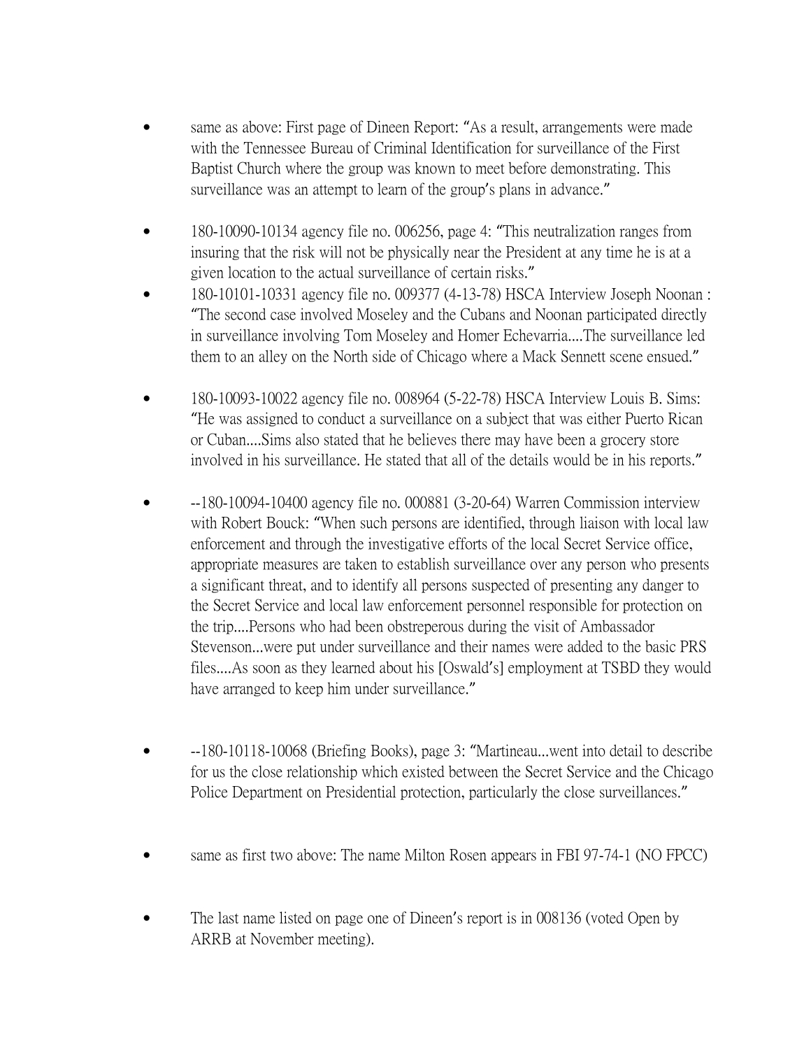- same as above: First page of Dineen Report: "As a result, arrangements were made with the Tennessee Bureau of Criminal Identification for surveillance of the First Baptist Church where the group was known to meet before demonstrating. This surveillance was an attempt to learn of the group's plans in advance."

- 180-10090-10134 agency file no. 006256, page 4: "This neutralization ranges from insuring that the risk will not be physically near the President at any time he is at a given location to the actual surveillance of certain risks."
- 180-10101-10331 agency file no. 009377 (4-13-78) HSCA Interview Joseph Noonan : "The second case involved Moseley and the Cubans and Noonan participated directly in surveillance involving Tom Moseley and Homer Echevarria....The surveillance led them to an alley on the North side of Chicago where a Mack Sennett scene ensued."

- 180-10093-10022 agency file no. 008964 (5-22-78) HSCA Interview Louis B. Sims: "He was assigned to conduct a surveillance on a subject that was either Puerto Rican or Cuban....Sims also stated that he believes there may have been a grocery store involved in his surveillance. He stated that all of the details would be in his reports."

- --180-10094-10400 agency file no. 000881 (3-20-64) Warren Commission interview with Robert Bouck: "When such persons are identified, through liaison with local law enforcement and through the investigative efforts of the local Secret Service office, appropriate measures are taken to establish surveillance over any person who presents a significant threat, and to identify all persons suspected of presenting any danger to the Secret Service and local law enforcement personnel responsible for protection on the trip....Persons who had been obstreperous during the visit of Ambassador Stevenson...were put under surveillance and their names were added to the basic PRS files....As soon as they learned about his [Oswald's] employment at TSBD they would have arranged to keep him under surveillance."

- --180-10118-10068 (Briefing Books), page 3: "Martineau...went into detail to describe for us the close relationship which existed between the Secret Service and the Chicago Police Department on Presidential protection, particularly the close surveillances."

- same as first two above: The name Milton Rosen appears in FBI 97-74-1 (NO FPCC)

- The last name listed on page one of Dineen's report is in 008136 (voted Open by ARRB at November meeting).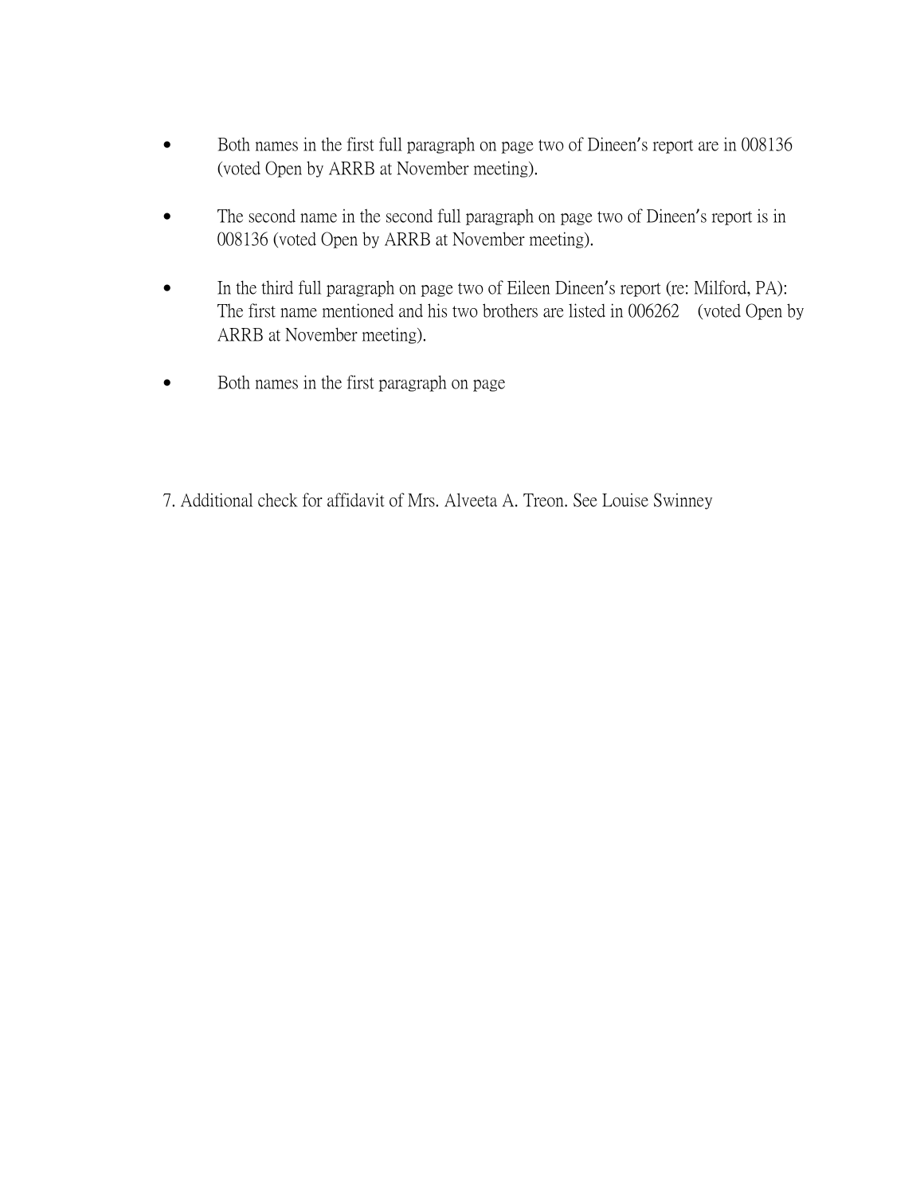- Both names in the first full paragraph on page two of Dineen's report are in 008136 (voted Open by ARRB at November meeting).

- The second name in the second full paragraph on page two of Dineen's report is in 008136 (voted Open by ARRB at November meeting).

- In the third full paragraph on page two of Eileen Dineen's report (re: Milford, PA): The first name mentioned and his two brothers are listed in 006262 (voted Open by ARRB at November meeting).

- Both names in the first paragraph on page

7. Additional check for affidavit of Mrs. Alveeta A. Treon. See Louise Swinney